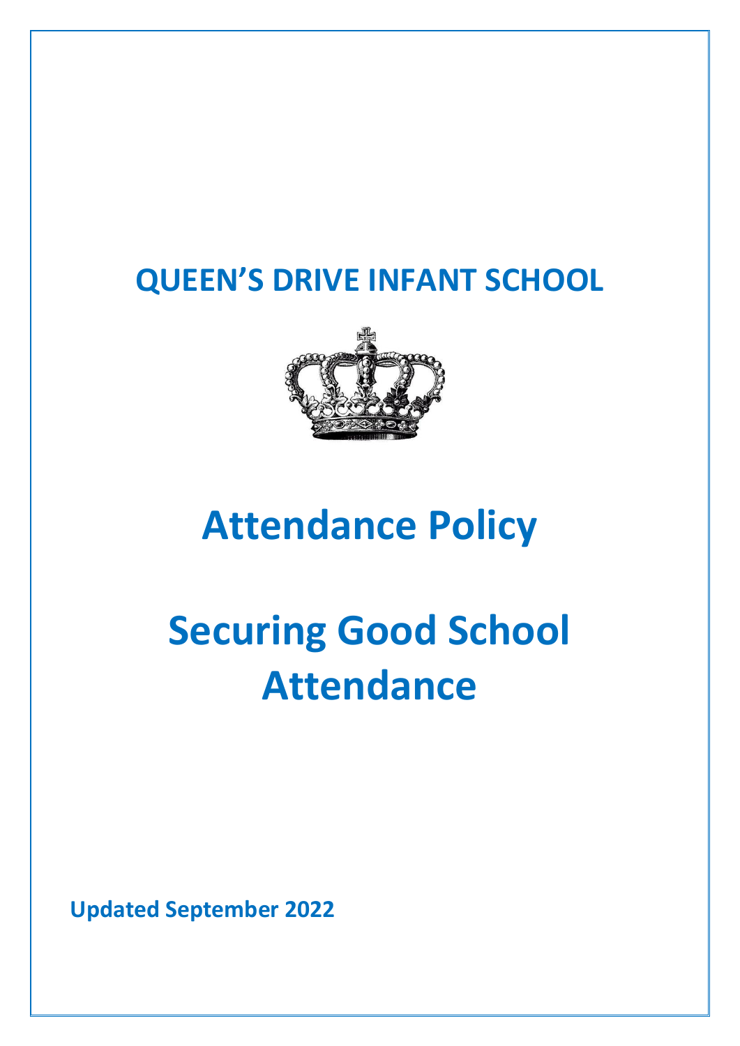# QUEEN'S DRIVE INFANT SCHOOL

# Attendance Policy

# Securing Good School Attendance

**Updated September 2022**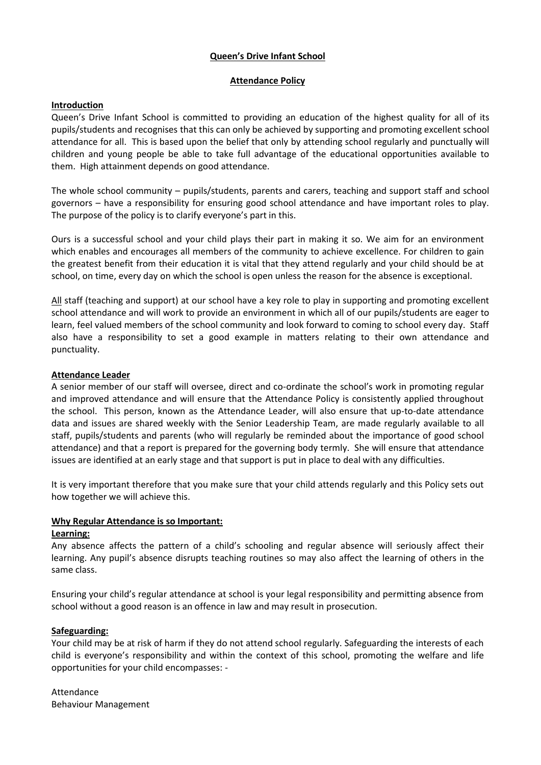**Queen's Drive Infant School**

**Attendance Policy**

**Introduction**

Queen's Drive Infant School is committed to providing an education of the highest quality for all of its pupils/students and recognises that this can only be achieved by supporting and promoting excellent school attendance for all. This is based upon the belief that only by attending school regularly and punctually will children and young people be able to take full advantage of the educational opportunities available to them. High attainment depends on good attendance.

The whole school community – pupils/students, parents and carers, teaching and support staff and school governors – have a responsibility for ensuring good school attendance and have important roles to play. The purpose of the policy is to clarify everyone's part in this.

Ours is a successful school and your child plays their part in making it so. We aim for an environment which enables and encourages all members of the community to achieve excellence. For children to gain the greatest benefit from their education it is vital that they attend regularly and your child should be at school, on time, every day on which the school is open unless the reason for the absence is exceptional.

All staff (teaching and support) at our school have a key role to play in supporting and promoting excellent school attendance and will work to provide an environment in which all of our pupils/students are eager to learn, feel valued members of the school community and look forward to coming to school every day. Staff also have a responsibility to set a good example in matters relating to their own attendance and punctuality.

**Attendance Leader**

A senior member of our staff will oversee, direct and co-ordinate the school's work in promoting regular and improved attendance and will ensure that the Attendance Policy is consistently applied throughout the school. This person, known as the Attendance Leader, will also ensure that up-to-date attendance data and issues are shared weekly with the Senior Leadership Team, are made regularly available to all staff, pupils/students and parents (who will regularly be reminded about the importance of good school attendance) and that a report is prepared for the governing body termly. She will ensure that attendance issues are identified at an early stage and that support is put in place to deal with any difficulties.

It is very important therefore that you make sure that your child attends regularly and this Policy sets out how together we will achieve this.

**Why Regular Attendance is so Important:**

**Learning:**

Any absence affects the pattern of a child's schooling and regular absence will seriously affect their learning. Any pupil's absence disrupts teaching routines so may also affect the learning of others in the same class.

Ensuring your child's regular attendance at school is your legal responsibility and permitting absence from school without a good reason is an offence in law and may result in prosecution.

**Safeguarding:**

Your child may be at risk of harm if they do not attend school regularly. Safeguarding the interests of each child is everyone's responsibility and within the context of this school, promoting the welfare and life opportunities for your child encompasses: -

Attendance
Behaviour Management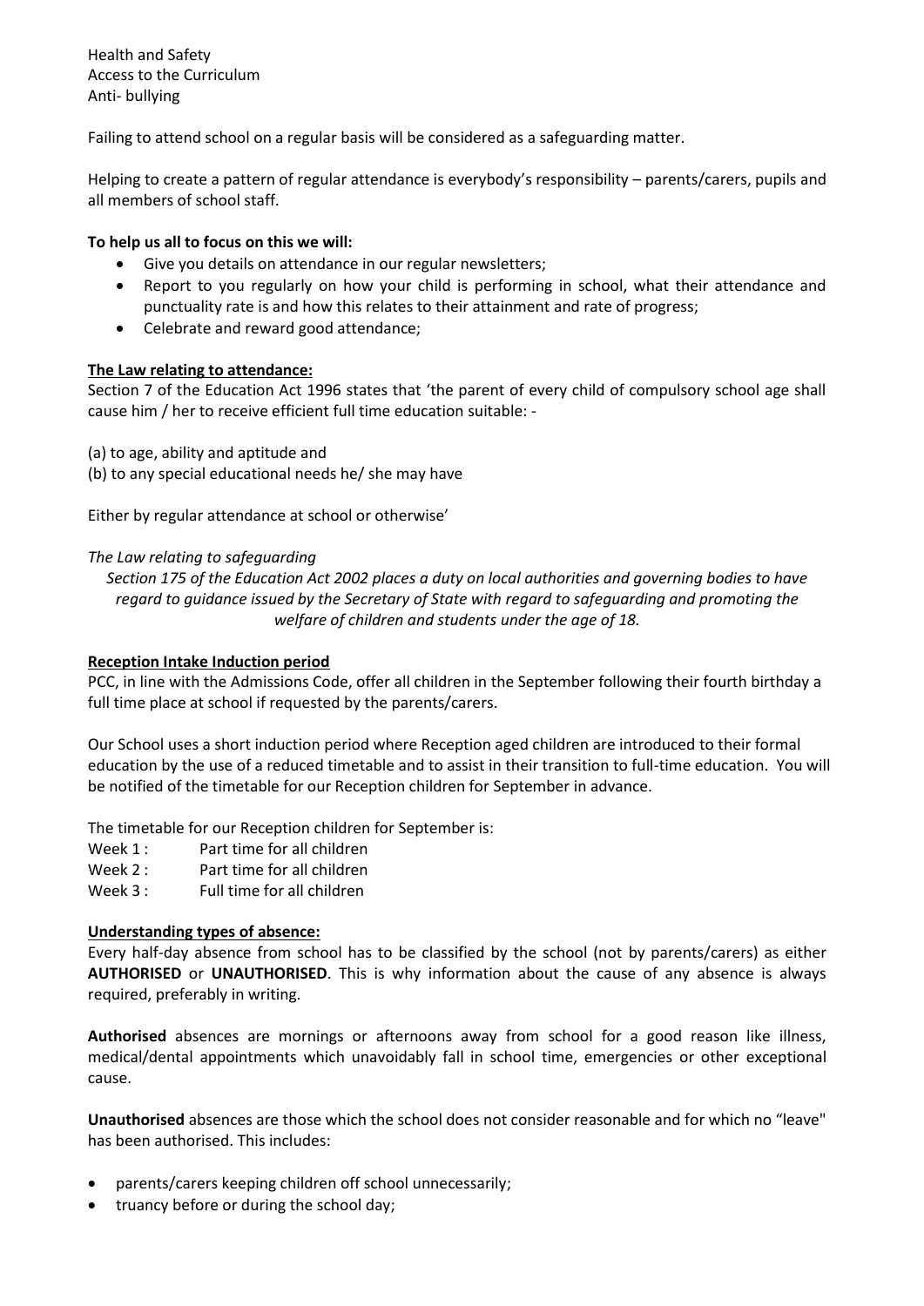Health and Safety
Access to the Curriculum
Anti- bullying

Failing to attend school on a regular basis will be considered as a safeguarding matter.

Helping to create a pattern of regular attendance is everybody's responsibility – parents/carers, pupils and all members of school staff.

**To help us all to focus on this we will:**

- Give you details on attendance in our regular newsletters;
- Report to you regularly on how your child is performing in school, what their attendance and punctuality rate is and how this relates to their attainment and rate of progress;
- Celebrate and reward good attendance;

**The Law relating to attendance:**

Section 7 of the Education Act 1996 states that 'the parent of every child of compulsory school age shall cause him / her to receive efficient full time education suitable: -

(a) to age, ability and aptitude and
(b) to any special educational needs he/ she may have

Either by regular attendance at school or otherwise'

*The Law relating to safeguarding*

*Section 175 of the Education Act 2002 places a duty on local authorities and governing bodies to have regard to guidance issued by the Secretary of State with regard to safeguarding and promoting the welfare of children and students under the age of 18.*

**Reception Intake Induction period**

PCC, in line with the Admissions Code, offer all children in the September following their fourth birthday a full time place at school if requested by the parents/carers.

Our School uses a short induction period where Reception aged children are introduced to their formal education by the use of a reduced timetable and to assist in their transition to full-time education. You will be notified of the timetable for our Reception children for September in advance.

The timetable for our Reception children for September is:

Week 1 : Part time for all children
Week 2 : Part time for all children
Week 3 : Full time for all children

**Understanding types of absence:**

Every half-day absence from school has to be classified by the school (not by parents/carers) as either **AUTHORISED** or **UNAUTHORISED**. This is why information about the cause of any absence is always required, preferably in writing.

**Authorised** absences are mornings or afternoons away from school for a good reason like illness, medical/dental appointments which unavoidably fall in school time, emergencies or other exceptional cause.

**Unauthorised** absences are those which the school does not consider reasonable and for which no "leave" has been authorised. This includes:

- parents/carers keeping children off school unnecessarily;
- truancy before or during the school day;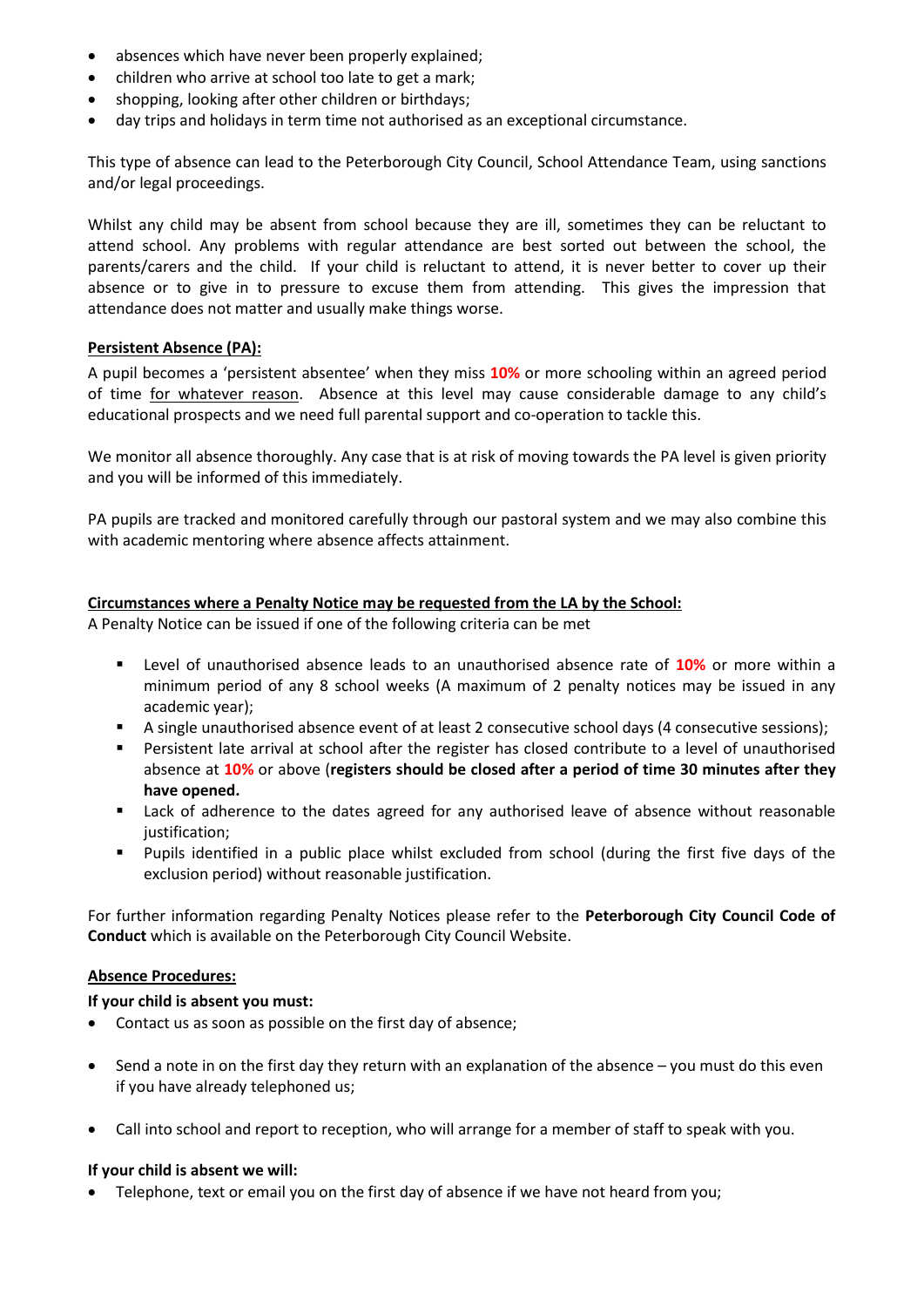- absences which have never been properly explained;
- children who arrive at school too late to get a mark;
- shopping, looking after other children or birthdays;
- day trips and holidays in term time not authorised as an exceptional circumstance.

This type of absence can lead to the Peterborough City Council, School Attendance Team, using sanctions and/or legal proceedings.

Whilst any child may be absent from school because they are ill, sometimes they can be reluctant to attend school. Any problems with regular attendance are best sorted out between the school, the parents/carers and the child. If your child is reluctant to attend, it is never better to cover up their absence or to give in to pressure to excuse them from attending. This gives the impression that attendance does not matter and usually make things worse.

**Persistent Absence (PA):**

A pupil becomes a 'persistent absentee' when they miss **10%** or more schooling within an agreed period of time for whatever reason. Absence at this level may cause considerable damage to any child's educational prospects and we need full parental support and co-operation to tackle this.

We monitor all absence thoroughly. Any case that is at risk of moving towards the PA level is given priority and you will be informed of this immediately.

PA pupils are tracked and monitored carefully through our pastoral system and we may also combine this with academic mentoring where absence affects attainment.

**Circumstances where a Penalty Notice may be requested from the LA by the School:**

A Penalty Notice can be issued if one of the following criteria can be met

- Level of unauthorised absence leads to an unauthorised absence rate of **10%** or more within a minimum period of any 8 school weeks (A maximum of 2 penalty notices may be issued in any academic year);
- A single unauthorised absence event of at least 2 consecutive school days (4 consecutive sessions);
- Persistent late arrival at school after the register has closed contribute to a level of unauthorised absence at **10%** or above (**registers should be closed after a period of time 30 minutes after they have opened.**
- Lack of adherence to the dates agreed for any authorised leave of absence without reasonable justification;
- Pupils identified in a public place whilst excluded from school (during the first five days of the exclusion period) without reasonable justification.

For further information regarding Penalty Notices please refer to the **Peterborough City Council Code of Conduct** which is available on the Peterborough City Council Website.

**Absence Procedures:**

**If your child is absent you must:**

- Contact us as soon as possible on the first day of absence;
- Send a note in on the first day they return with an explanation of the absence – you must do this even if you have already telephoned us;
- Call into school and report to reception, who will arrange for a member of staff to speak with you.

**If your child is absent we will:**

- Telephone, text or email you on the first day of absence if we have not heard from you;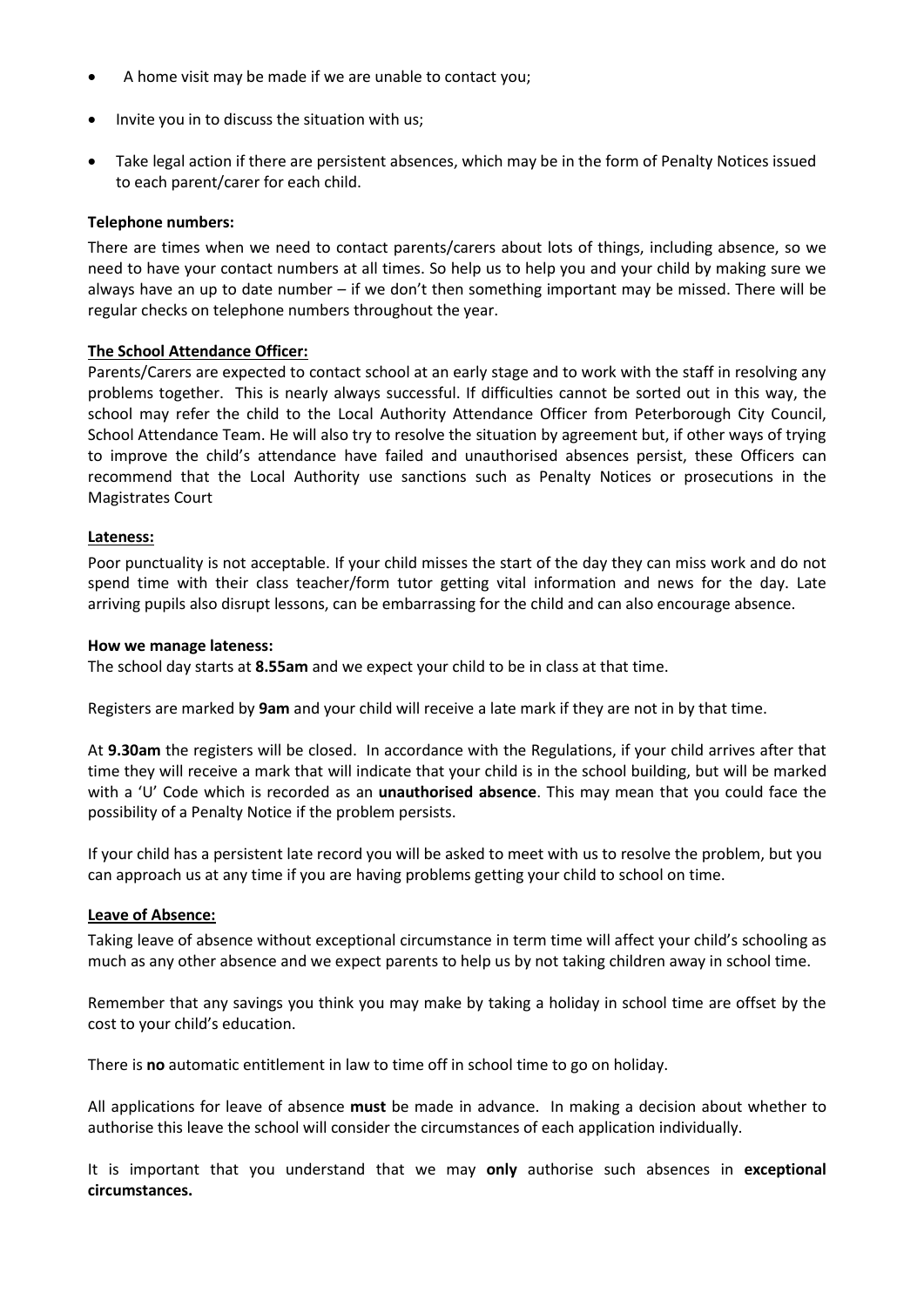- A home visit may be made if we are unable to contact you;
- Invite you in to discuss the situation with us;
- Take legal action if there are persistent absences, which may be in the form of Penalty Notices issued to each parent/carer for each child.

**Telephone numbers:**

There are times when we need to contact parents/carers about lots of things, including absence, so we need to have your contact numbers at all times. So help us to help you and your child by making sure we always have an up to date number – if we don't then something important may be missed. There will be regular checks on telephone numbers throughout the year.

**The School Attendance Officer:**

Parents/Carers are expected to contact school at an early stage and to work with the staff in resolving any problems together. This is nearly always successful. If difficulties cannot be sorted out in this way, the school may refer the child to the Local Authority Attendance Officer from Peterborough City Council, School Attendance Team. He will also try to resolve the situation by agreement but, if other ways of trying to improve the child's attendance have failed and unauthorised absences persist, these Officers can recommend that the Local Authority use sanctions such as Penalty Notices or prosecutions in the Magistrates Court

**Lateness:**

Poor punctuality is not acceptable. If your child misses the start of the day they can miss work and do not spend time with their class teacher/form tutor getting vital information and news for the day. Late arriving pupils also disrupt lessons, can be embarrassing for the child and can also encourage absence.

**How we manage lateness:**

The school day starts at **8.55am** and we expect your child to be in class at that time.

Registers are marked by **9am** and your child will receive a late mark if they are not in by that time.

At **9.30am** the registers will be closed. In accordance with the Regulations, if your child arrives after that time they will receive a mark that will indicate that your child is in the school building, but will be marked with a 'U' Code which is recorded as an **unauthorised absence**. This may mean that you could face the possibility of a Penalty Notice if the problem persists.

If your child has a persistent late record you will be asked to meet with us to resolve the problem, but you can approach us at any time if you are having problems getting your child to school on time.

**Leave of Absence:**

Taking leave of absence without exceptional circumstance in term time will affect your child's schooling as much as any other absence and we expect parents to help us by not taking children away in school time.

Remember that any savings you think you may make by taking a holiday in school time are offset by the cost to your child's education.

There is **no** automatic entitlement in law to time off in school time to go on holiday.

All applications for leave of absence **must** be made in advance. In making a decision about whether to authorise this leave the school will consider the circumstances of each application individually.

It is important that you understand that we may **only** authorise such absences in **exceptional circumstances.**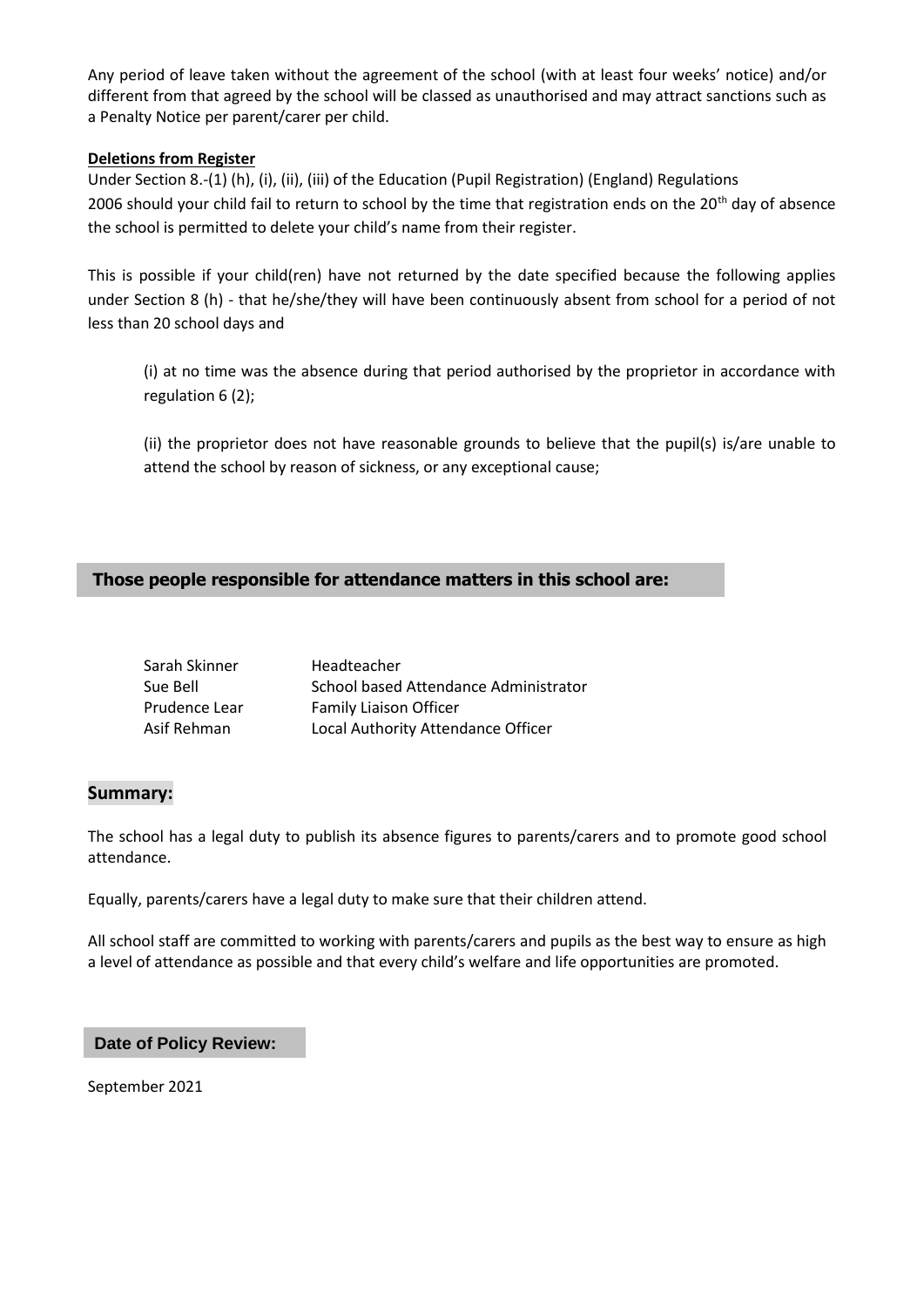Any period of leave taken without the agreement of the school (with at least four weeks' notice) and/or different from that agreed by the school will be classed as unauthorised and may attract sanctions such as a Penalty Notice per parent/carer per child.

**Deletions from Register**

Under Section 8.-(1) (h), (i), (ii), (iii) of the Education (Pupil Registration) (England) Regulations 2006 should your child fail to return to school by the time that registration ends on the 20th day of absence the school is permitted to delete your child's name from their register.

This is possible if your child(ren) have not returned by the date specified because the following applies under Section 8 (h) - that he/she/they will have been continuously absent from school for a period of not less than 20 school days and

> (i) at no time was the absence during that period authorised by the proprietor in accordance with regulation 6 (2);
>
> (ii) the proprietor does not have reasonable grounds to believe that the pupil(s) is/are unable to attend the school by reason of sickness, or any exceptional cause;

## Those people responsible for attendance matters in this school are:

| | |
|---|---|
| Sarah Skinner | Headteacher |
| Sue Bell | School based Attendance Administrator |
| Prudence Lear | Family Liaison Officer |
| Asif Rehman | Local Authority Attendance Officer |

## Summary:

The school has a legal duty to publish its absence figures to parents/carers and to promote good school attendance.

Equally, parents/carers have a legal duty to make sure that their children attend.

All school staff are committed to working with parents/carers and pupils as the best way to ensure as high a level of attendance as possible and that every child's welfare and life opportunities are promoted.

## Date of Policy Review:

September 2021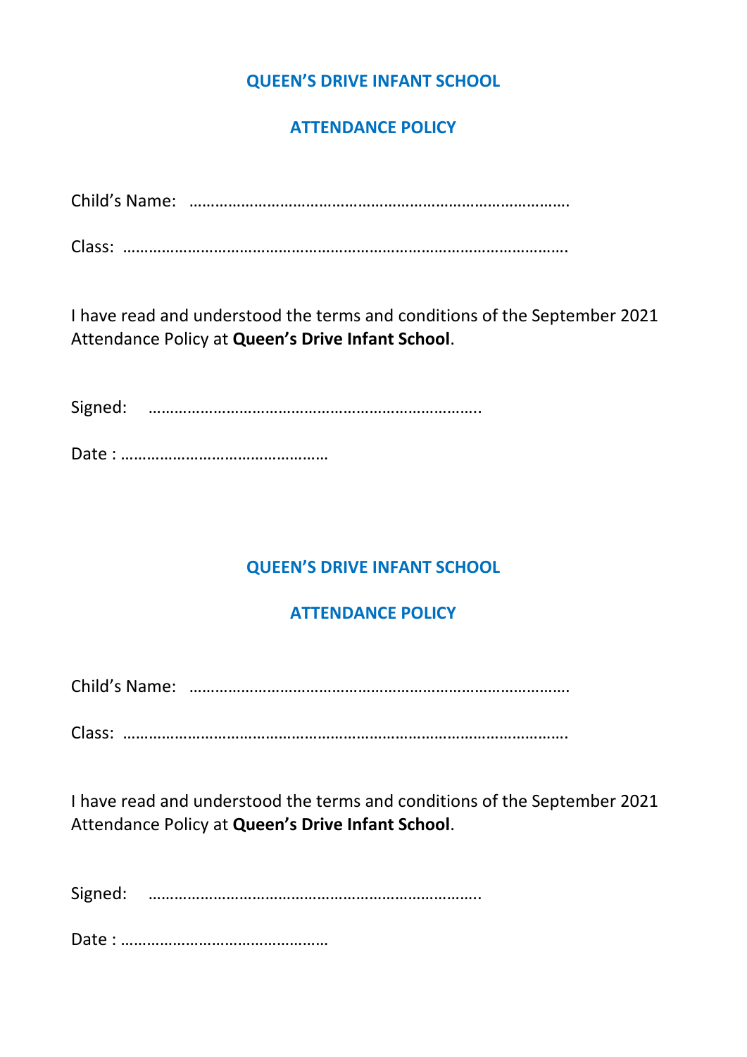## QUEEN'S DRIVE INFANT SCHOOL

## ATTENDANCE POLICY

Child's Name: …………………………………………………………………………….

Class: ……………………………………………………………………………………….

I have read and understood the terms and conditions of the September 2021 Attendance Policy at **Queen's Drive Infant School**.

Signed: …………………………………………………………………..

Date : …………………………………………

## QUEEN'S DRIVE INFANT SCHOOL

## ATTENDANCE POLICY

Child's Name: …………………………………………………………………………….

Class: ……………………………………………………………………………………….

I have read and understood the terms and conditions of the September 2021 Attendance Policy at **Queen's Drive Infant School**.

Signed: …………………………………………………………………..

Date : …………………………………………